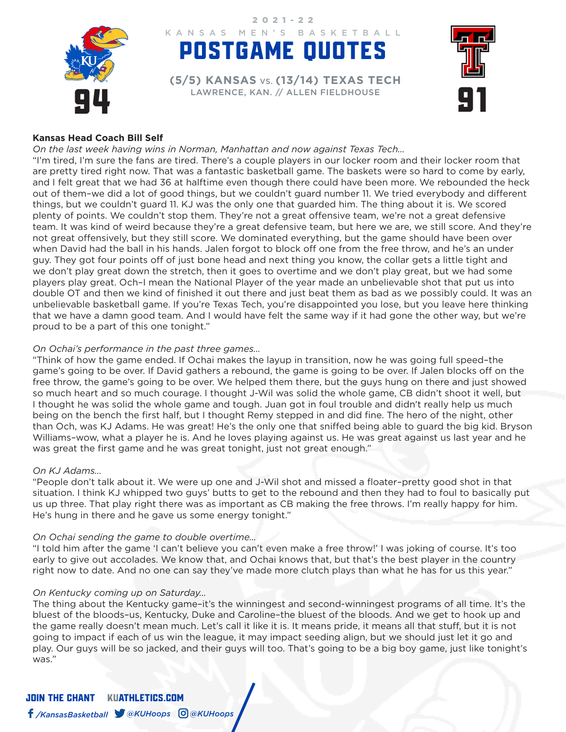2021-22

KANSAS MEN'S BASKETBALL

# POSTGAME QUOTES

**(5/5) KANSAS vs. (13/14) TEXAS TECH**

LAWRENCE, KAN. // ALLEN FIELDHOUSE

94 — 91

**Kansas Head Coach Bill Self**

*On the last week having wins in Norman, Manhattan and now against Texas Tech…*

"I'm tired, I'm sure the fans are tired. There's a couple players in our locker room and their locker room that are pretty tired right now. That was a fantastic basketball game. The baskets were so hard to come by early, and I felt great that we had 36 at halftime even though there could have been more. We rebounded the heck out of them–we did a lot of good things, but we couldn't guard number 11. We tried everybody and different things, but we couldn't guard 11. KJ was the only one that guarded him. The thing about it is. We scored plenty of points. We couldn't stop them. They're not a great offensive team, we're not a great defensive team. It was kind of weird because they're a great defensive team, but here we are, we still score. And they're not great offensively, but they still score. We dominated everything, but the game should have been over when David had the ball in his hands. Jalen forgot to block off one from the free throw, and he's an under guy. They got four points off of just bone head and next thing you know, the collar gets a little tight and we don't play great down the stretch, then it goes to overtime and we don't play great, but we had some players play great. Och–I mean the National Player of the year made an unbelievable shot that put us into double OT and then we kind of finished it out there and just beat them as bad as we possibly could. It was an unbelievable basketball game. If you're Texas Tech, you're disappointed you lose, but you leave here thinking that we have a damn good team. And I would have felt the same way if it had gone the other way, but we're proud to be a part of this one tonight."

*On Ochai's performance in the past three games…*

"Think of how the game ended. If Ochai makes the layup in transition, now he was going full speed–the game's going to be over. If David gathers a rebound, the game is going to be over. If Jalen blocks off on the free throw, the game's going to be over. We helped them there, but the guys hung on there and just showed so much heart and so much courage. I thought J-Wil was solid the whole game, CB didn't shoot it well, but I thought he was solid the whole game and tough. Juan got in foul trouble and didn't really help us much being on the bench the first half, but I thought Remy stepped in and did fine. The hero of the night, other than Och, was KJ Adams. He was great! He's the only one that sniffed being able to guard the big kid. Bryson Williams–wow, what a player he is. And he loves playing against us. He was great against us last year and he was great the first game and he was great tonight, just not great enough."

*On KJ Adams…*

"People don't talk about it. We were up one and J-Wil shot and missed a floater–pretty good shot in that situation. I think KJ whipped two guys' butts to get to the rebound and then they had to foul to basically put us up three. That play right there was as important as CB making the free throws. I'm really happy for him. He's hung in there and he gave us some energy tonight."

*On Ochai sending the game to double overtime…*

"I told him after the game 'I can't believe you can't even make a free throw!' I was joking of course. It's too early to give out accolades. We know that, and Ochai knows that, but that's the best player in the country right now to date. And no one can say they've made more clutch plays than what he has for us this year."

*On Kentucky coming up on Saturday…*

The thing about the Kentucky game–it's the winningest and second-winningest programs of all time. It's the bluest of the bloods–us, Kentucky, Duke and Caroline–the bluest of the bloods. And we get to hook up and the game really doesn't mean much. Let's call it like it is. It means pride, it means all that stuff, but it is not going to impact if each of us win the league, it may impact seeding align, but we should just let it go and play. Our guys will be so jacked, and their guys will too. That's going to be a big boy game, just like tonight's was."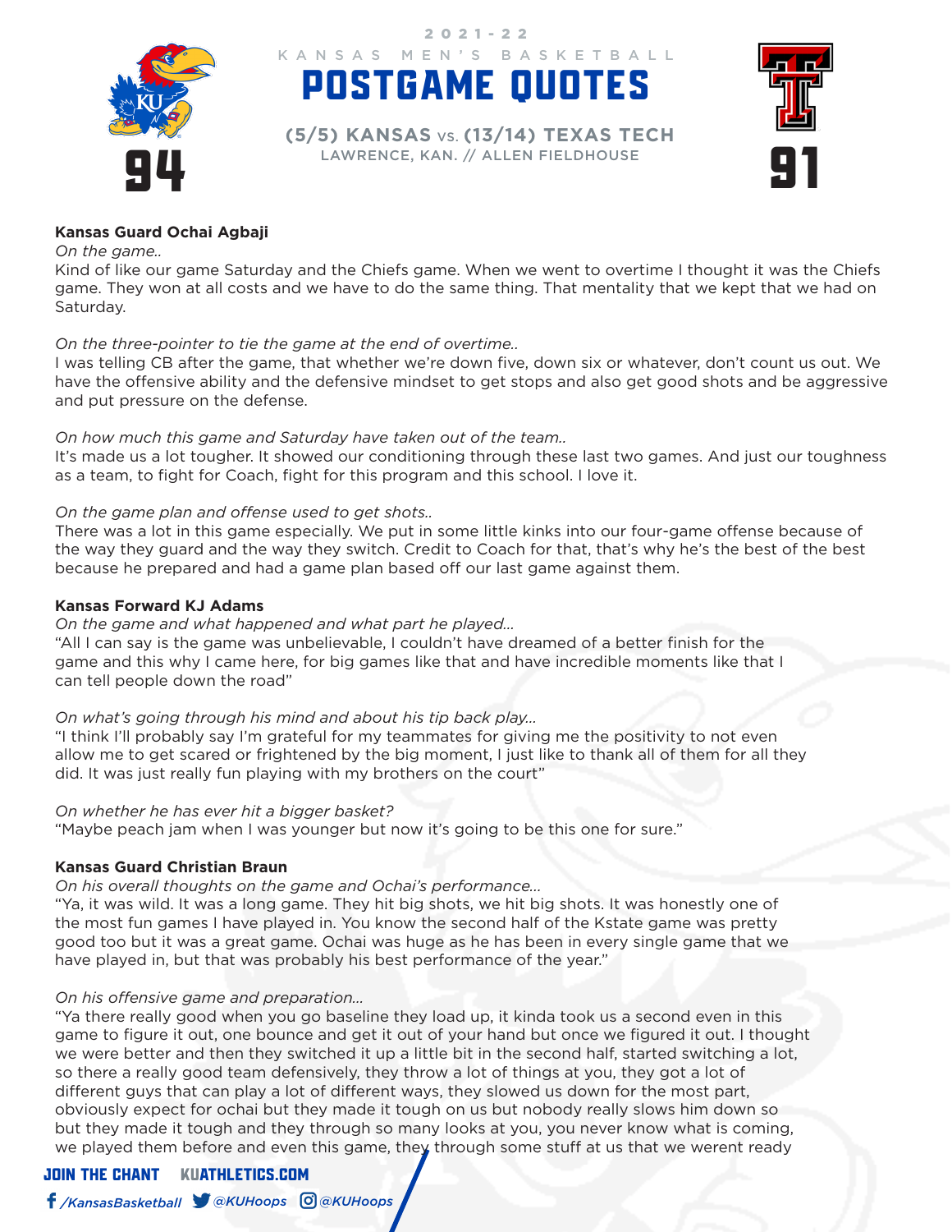2021-22

KANSAS MEN'S BASKETBALL

# POSTGAME QUOTES

**(5/5) KANSAS** vs. **(13/14) TEXAS TECH**

LAWRENCE, KAN. // ALLEN FIELDHOUSE

94 – 91

**Kansas Guard Ochai Agbaji**

*On the game..*

Kind of like our game Saturday and the Chiefs game. When we went to overtime I thought it was the Chiefs game. They won at all costs and we have to do the same thing. That mentality that we kept that we had on Saturday.

*On the three-pointer to tie the game at the end of overtime..*

I was telling CB after the game, that whether we're down five, down six or whatever, don't count us out. We have the offensive ability and the defensive mindset to get stops and also get good shots and be aggressive and put pressure on the defense.

*On how much this game and Saturday have taken out of the team..*

It's made us a lot tougher. It showed our conditioning through these last two games. And just our toughness as a team, to fight for Coach, fight for this program and this school. I love it.

*On the game plan and offense used to get shots..*

There was a lot in this game especially. We put in some little kinks into our four-game offense because of the way they guard and the way they switch. Credit to Coach for that, that's why he's the best of the best because he prepared and had a game plan based off our last game against them.

**Kansas Forward KJ Adams**

*On the game and what happened and what part he played...*

"All I can say is the game was unbelievable, I couldn't have dreamed of a better finish for the game and this why I came here, for big games like that and have incredible moments like that I can tell people down the road"

*On what's going through his mind and about his tip back play...*

"I think I'll probably say I'm grateful for my teammates for giving me the positivity to not even allow me to get scared or frightened by the big moment, I just like to thank all of them for all they did. It was just really fun playing with my brothers on the court"

*On whether he has ever hit a bigger basket?*

"Maybe peach jam when I was younger but now it's going to be this one for sure."

**Kansas Guard Christian Braun**

*On his overall thoughts on the game and Ochai's performance...*

"Ya, it was wild. It was a long game. They hit big shots, we hit big shots. It was honestly one of the most fun games I have played in. You know the second half of the Kstate game was pretty good too but it was a great game. Ochai was huge as he has been in every single game that we have played in, but that was probably his best performance of the year."

*On his offensive game and preparation...*

"Ya there really good when you go baseline they load up, it kinda took us a second even in this game to figure it out, one bounce and get it out of your hand but once we figured it out. I thought we were better and then they switched it up a little bit in the second half, started switching a lot, so there a really good team defensively, they throw a lot of things at you, they got a lot of different guys that can play a lot of different ways, they slowed us down for the most part, obviously expect for ochai but they made it tough on us but nobody really slows him down so but they made it tough and they through so many looks at you, you never know what is coming, we played them before and even this game, they through some stuff at us that we werent ready

JOIN THE CHANT KUATHLETICS.COM

/KansasBasketball @KUHoops @KUHoops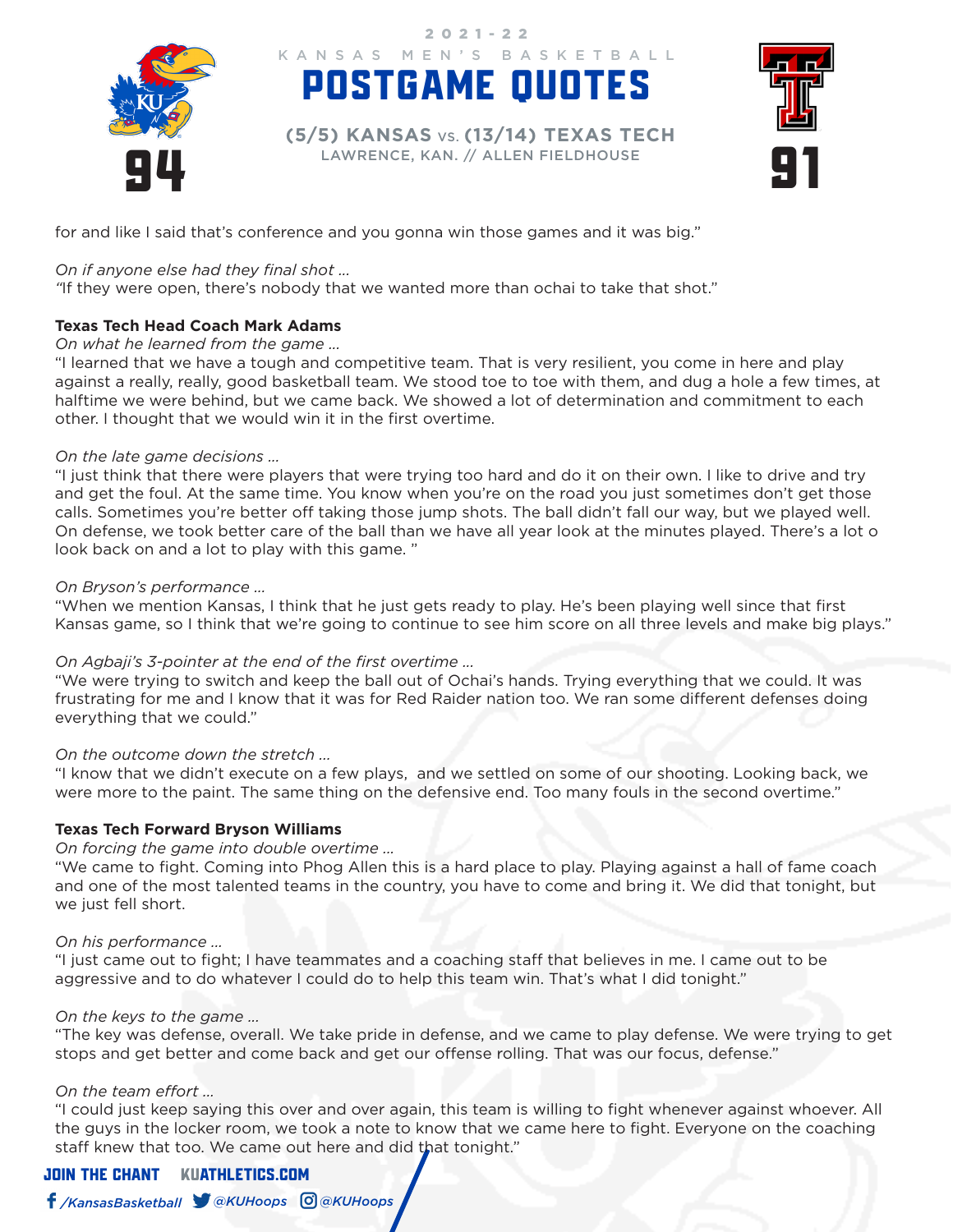for and like I said that's conference and you gonna win those games and it was big."

*On if anyone else had they final shot ...*
"If they were open, there's nobody that we wanted more than ochai to take that shot."

**Texas Tech Head Coach Mark Adams**
*On what he learned from the game ...*
"I learned that we have a tough and competitive team. That is very resilient, you come in here and play against a really, really, good basketball team. We stood toe to toe with them, and dug a hole a few times, at halftime we were behind, but we came back. We showed a lot of determination and commitment to each other. I thought that we would win it in the first overtime.

*On the late game decisions ...*
"I just think that there were players that were trying too hard and do it on their own. I like to drive and try and get the foul. At the same time. You know when you're on the road you just sometimes don't get those calls. Sometimes you're better off taking those jump shots. The ball didn't fall our way, but we played well. On defense, we took better care of the ball than we have all year look at the minutes played. There's a lot o look back on and a lot to play with this game. "

*On Bryson's performance ...*
"When we mention Kansas, I think that he just gets ready to play. He's been playing well since that first Kansas game, so I think that we're going to continue to see him score on all three levels and make big plays."

*On Agbaji's 3-pointer at the end of the first overtime ...*
"We were trying to switch and keep the ball out of Ochai's hands. Trying everything that we could. It was frustrating for me and I know that it was for Red Raider nation too. We ran some different defenses doing everything that we could."

*On the outcome down the stretch ...*
"I know that we didn't execute on a few plays, and we settled on some of our shooting. Looking back, we were more to the paint. The same thing on the defensive end. Too many fouls in the second overtime."

**Texas Tech Forward Bryson Williams**
*On forcing the game into double overtime ...*
"We came to fight. Coming into Phog Allen this is a hard place to play. Playing against a hall of fame coach and one of the most talented teams in the country, you have to come and bring it. We did that tonight, but we just fell short.

*On his performance ...*
"I just came out to fight; I have teammates and a coaching staff that believes in me. I came out to be aggressive and to do whatever I could do to help this team win. That's what I did tonight."

*On the keys to the game ...*
"The key was defense, overall. We take pride in defense, and we came to play defense. We were trying to get stops and get better and come back and get our offense rolling. That was our focus, defense."

*On the team effort ...*
"I could just keep saying this over and over again, this team is willing to fight whenever against whoever. All the guys in the locker room, we took a note to know that we came here to fight. Everyone on the coaching staff knew that too. We came out here and did that tonight."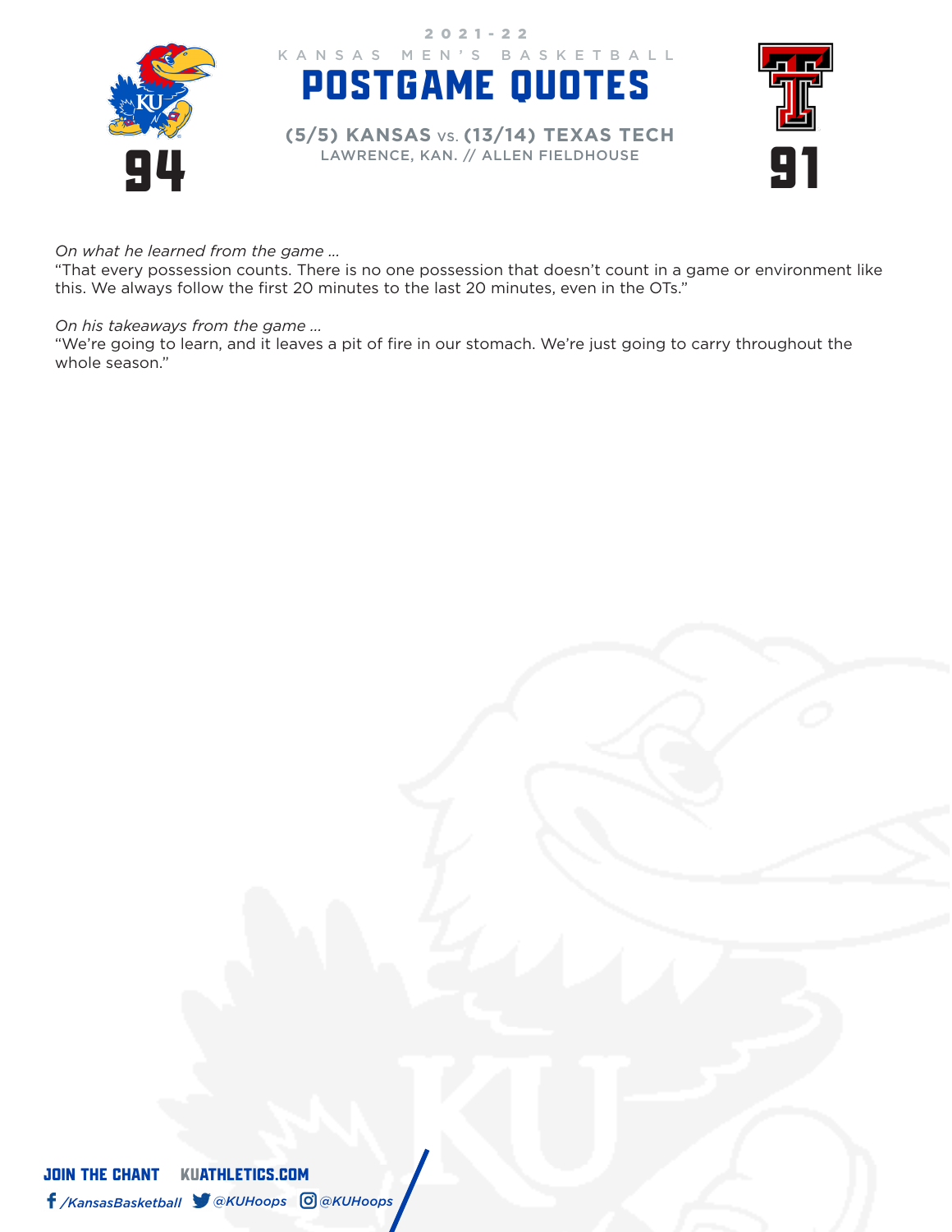2021-22

KANSAS MEN'S BASKETBALL

# POSTGAME QUOTES

**(5/5) KANSAS** vs. **(13/14) TEXAS TECH**

LAWRENCE, KAN. // ALLEN FIELDHOUSE

94

91

*On what he learned from the game ...*

"That every possession counts. There is no one possession that doesn't count in a game or environment like this. We always follow the first 20 minutes to the last 20 minutes, even in the OTs."

*On his takeaways from the game ...*

"We're going to learn, and it leaves a pit of fire in our stomach. We're just going to carry throughout the whole season."

JOIN THE CHANT KUATHLETICS.COM

/KansasBasketball @KUHoops @KUHoops